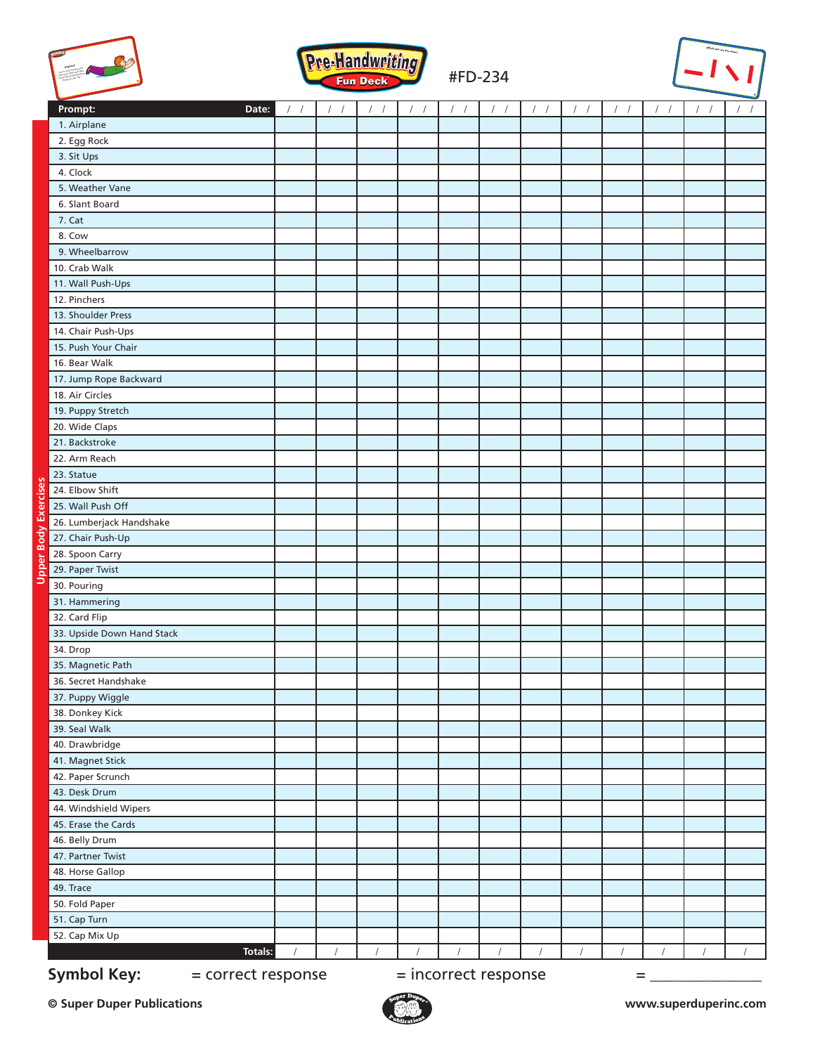Pre-Handwriting Fun Deck #FD-234

Upper Body Exercises

| Prompt: Date: | / / | / / | / / | / / | / / | / / | / / | / / | / / | / / | / / | / / |
|---|---|---|---|---|---|---|---|---|---|---|---|---|
| 1. Airplane | | | | | | | | | | | | |
| 2. Egg Rock | | | | | | | | | | | | |
| 3. Sit Ups | | | | | | | | | | | | |
| 4. Clock | | | | | | | | | | | | |
| 5. Weather Vane | | | | | | | | | | | | |
| 6. Slant Board | | | | | | | | | | | | |
| 7. Cat | | | | | | | | | | | | |
| 8. Cow | | | | | | | | | | | | |
| 9. Wheelbarrow | | | | | | | | | | | | |
| 10. Crab Walk | | | | | | | | | | | | |
| 11. Wall Push-Ups | | | | | | | | | | | | |
| 12. Pinchers | | | | | | | | | | | | |
| 13. Shoulder Press | | | | | | | | | | | | |
| 14. Chair Push-Ups | | | | | | | | | | | | |
| 15. Push Your Chair | | | | | | | | | | | | |
| 16. Bear Walk | | | | | | | | | | | | |
| 17. Jump Rope Backward | | | | | | | | | | | | |
| 18. Air Circles | | | | | | | | | | | | |
| 19. Puppy Stretch | | | | | | | | | | | | |
| 20. Wide Claps | | | | | | | | | | | | |
| 21. Backstroke | | | | | | | | | | | | |
| 22. Arm Reach | | | | | | | | | | | | |
| 23. Statue | | | | | | | | | | | | |
| 24. Elbow Shift | | | | | | | | | | | | |
| 25. Wall Push Off | | | | | | | | | | | | |
| 26. Lumberjack Handshake | | | | | | | | | | | | |
| 27. Chair Push-Up | | | | | | | | | | | | |
| 28. Spoon Carry | | | | | | | | | | | | |
| 29. Paper Twist | | | | | | | | | | | | |
| 30. Pouring | | | | | | | | | | | | |
| 31. Hammering | | | | | | | | | | | | |
| 32. Card Flip | | | | | | | | | | | | |
| 33. Upside Down Hand Stack | | | | | | | | | | | | |
| 34. Drop | | | | | | | | | | | | |
| 35. Magnetic Path | | | | | | | | | | | | |
| 36. Secret Handshake | | | | | | | | | | | | |
| 37. Puppy Wiggle | | | | | | | | | | | | |
| 38. Donkey Kick | | | | | | | | | | | | |
| 39. Seal Walk | | | | | | | | | | | | |
| 40. Drawbridge | | | | | | | | | | | | |
| 41. Magnet Stick | | | | | | | | | | | | |
| 42. Paper Scrunch | | | | | | | | | | | | |
| 43. Desk Drum | | | | | | | | | | | | |
| 44. Windshield Wipers | | | | | | | | | | | | |
| 45. Erase the Cards | | | | | | | | | | | | |
| 46. Belly Drum | | | | | | | | | | | | |
| 47. Partner Twist | | | | | | | | | | | | |
| 48. Horse Gallop | | | | | | | | | | | | |
| 49. Trace | | | | | | | | | | | | |
| 50. Fold Paper | | | | | | | | | | | | |
| 51. Cap Turn | | | | | | | | | | | | |
| 52. Cap Mix Up | | | | | | | | | | | | |
| Totals: | / | / | / | / | / | / | / | / | / | / | / | / |

**Symbol Key:** = correct response = incorrect response = _______________

© Super Duper Publications www.superduperinc.com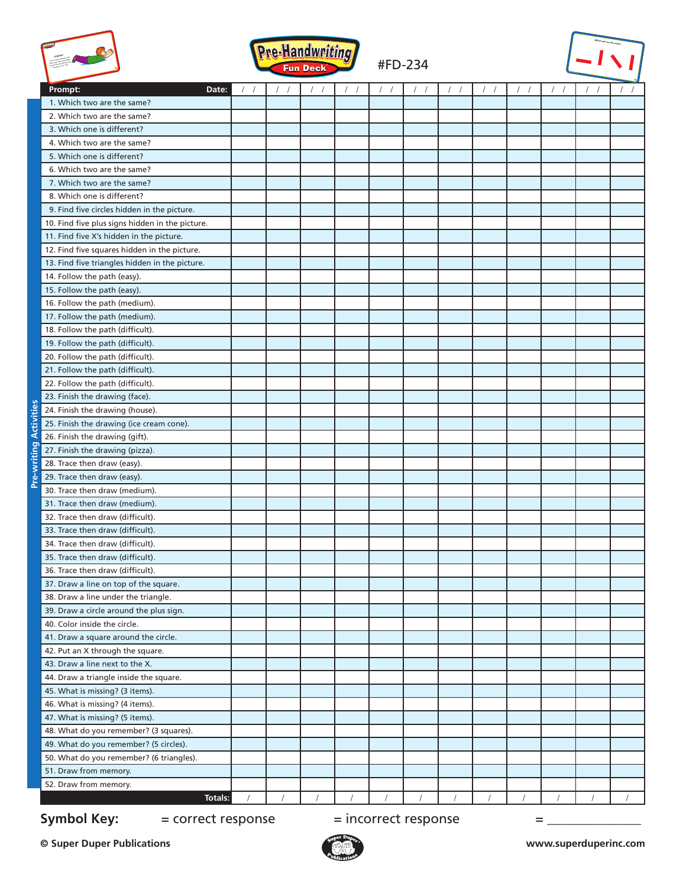Pre-Handwriting Fun Deck #FD-234

| Prompt: Date: | / / | / / | / / | / / | / / | / / | / / | / / | / / | / / | / / | / / |
|---|---|---|---|---|---|---|---|---|---|---|---|---|
| 1. Which two are the same? | | | | | | | | | | | | |
| 2. Which two are the same? | | | | | | | | | | | | |
| 3. Which one is different? | | | | | | | | | | | | |
| 4. Which two are the same? | | | | | | | | | | | | |
| 5. Which one is different? | | | | | | | | | | | | |
| 6. Which two are the same? | | | | | | | | | | | | |
| 7. Which two are the same? | | | | | | | | | | | | |
| 8. Which one is different? | | | | | | | | | | | | |
| 9. Find five circles hidden in the picture. | | | | | | | | | | | | |
| 10. Find five plus signs hidden in the picture. | | | | | | | | | | | | |
| 11. Find five X's hidden in the picture. | | | | | | | | | | | | |
| 12. Find five squares hidden in the picture. | | | | | | | | | | | | |
| 13. Find five triangles hidden in the picture. | | | | | | | | | | | | |
| 14. Follow the path (easy). | | | | | | | | | | | | |
| 15. Follow the path (easy). | | | | | | | | | | | | |
| 16. Follow the path (medium). | | | | | | | | | | | | |
| 17. Follow the path (medium). | | | | | | | | | | | | |
| 18. Follow the path (difficult). | | | | | | | | | | | | |
| 19. Follow the path (difficult). | | | | | | | | | | | | |
| 20. Follow the path (difficult). | | | | | | | | | | | | |
| 21. Follow the path (difficult). | | | | | | | | | | | | |
| 22. Follow the path (difficult). | | | | | | | | | | | | |
| 23. Finish the drawing (face). | | | | | | | | | | | | |
| 24. Finish the drawing (house). | | | | | | | | | | | | |
| 25. Finish the drawing (ice cream cone). | | | | | | | | | | | | |
| 26. Finish the drawing (gift). | | | | | | | | | | | | |
| 27. Finish the drawing (pizza). | | | | | | | | | | | | |
| 28. Trace then draw (easy). | | | | | | | | | | | | |
| 29. Trace then draw (easy). | | | | | | | | | | | | |
| 30. Trace then draw (medium). | | | | | | | | | | | | |
| 31. Trace then draw (medium). | | | | | | | | | | | | |
| 32. Trace then draw (difficult). | | | | | | | | | | | | |
| 33. Trace then draw (difficult). | | | | | | | | | | | | |
| 34. Trace then draw (difficult). | | | | | | | | | | | | |
| 35. Trace then draw (difficult). | | | | | | | | | | | | |
| 36. Trace then draw (difficult). | | | | | | | | | | | | |
| 37. Draw a line on top of the square. | | | | | | | | | | | | |
| 38. Draw a line under the triangle. | | | | | | | | | | | | |
| 39. Draw a circle around the plus sign. | | | | | | | | | | | | |
| 40. Color inside the circle. | | | | | | | | | | | | |
| 41. Draw a square around the circle. | | | | | | | | | | | | |
| 42. Put an X through the square. | | | | | | | | | | | | |
| 43. Draw a line next to the X. | | | | | | | | | | | | |
| 44. Draw a triangle inside the square. | | | | | | | | | | | | |
| 45. What is missing? (3 items). | | | | | | | | | | | | |
| 46. What is missing? (4 items). | | | | | | | | | | | | |
| 47. What is missing? (5 items). | | | | | | | | | | | | |
| 48. What do you remember? (3 squares). | | | | | | | | | | | | |
| 49. What do you remember? (5 circles). | | | | | | | | | | | | |
| 50. What do you remember? (6 triangles). | | | | | | | | | | | | |
| 51. Draw from memory. | | | | | | | | | | | | |
| 52. Draw from memory. | | | | | | | | | | | | |
| Totals: | / | / | / | / | / | / | / | / | / | / | / | / |

Pre-writing Activities

**Symbol Key:** = correct response = incorrect response = _______________

**© Super Duper Publications** www.superduperinc.com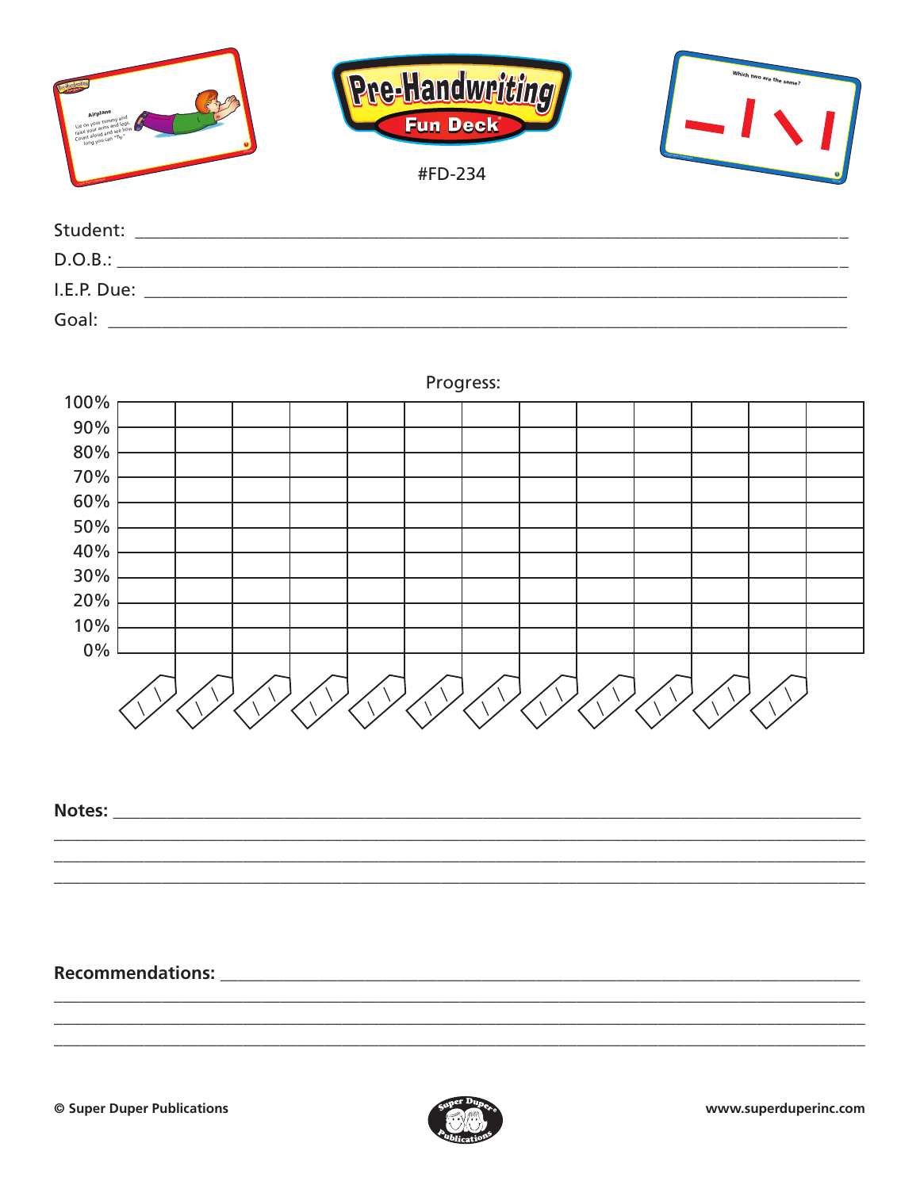# Pre-Handwriting Fun Deck®

#FD-234

Student: ___________________________________________

D.O.B.: ___________________________________________

I.E.P. Due: ___________________________________________

Goal: ___________________________________________

Progress:

100%
90%
80%
70%
60%
50%
40%
30%
20%
10%
0%

**Notes:** ___________________________________________

___________________________________________

___________________________________________

___________________________________________

**Recommendations:** ___________________________________________

___________________________________________

___________________________________________

___________________________________________

© Super Duper Publications

www.superduperinc.com